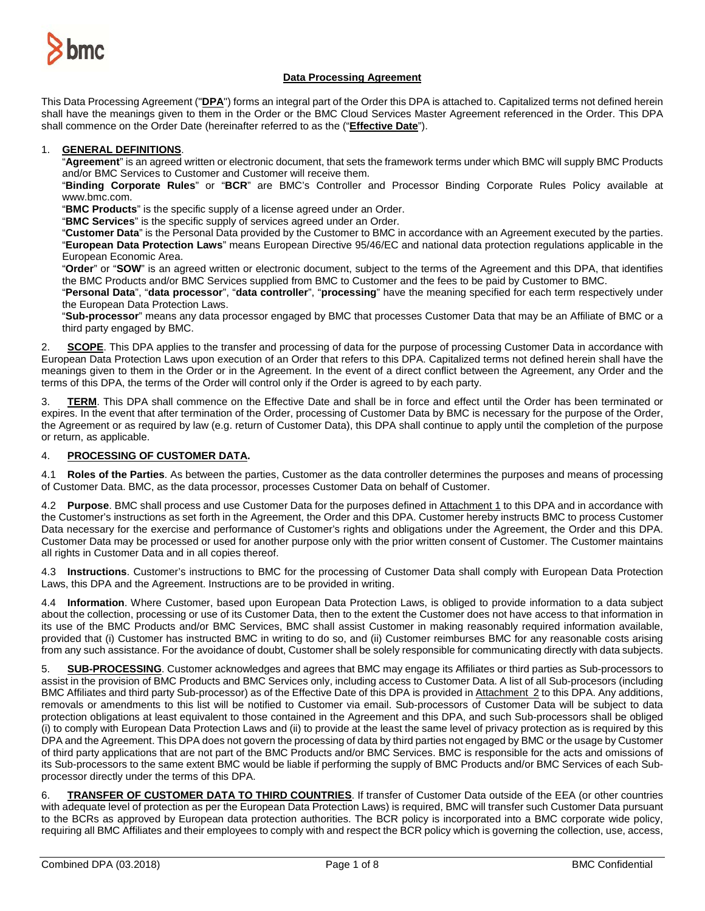# Data Processing Agreement

This Data Processing Agreement ("**DPA**") forms an integral part of the Order this DPA is attached to. Capitalized terms not defined herein shall have the meanings given to them in the Order or the BMC Cloud Services Master Agreement referenced in the Order. This DPA shall commence on the Order Date (hereinafter referred to as the ("**Effective Date**").

1. **GENERAL DEFINITIONS**.

"**Agreement**" is an agreed written or electronic document, that sets the framework terms under which BMC will supply BMC Products and/or BMC Services to Customer and Customer will receive them.

"**Binding Corporate Rules**" or "**BCR**" are BMC's Controller and Processor Binding Corporate Rules Policy available at www.bmc.com.

"**BMC Products**" is the specific supply of a license agreed under an Order.

"**BMC Services**" is the specific supply of services agreed under an Order.

"**Customer Data**" is the Personal Data provided by the Customer to BMC in accordance with an Agreement executed by the parties.

"**European Data Protection Laws**" means European Directive 95/46/EC and national data protection regulations applicable in the European Economic Area.

"**Order**" or "**SOW**" is an agreed written or electronic document, subject to the terms of the Agreement and this DPA, that identifies the BMC Products and/or BMC Services supplied from BMC to Customer and the fees to be paid by Customer to BMC.

"**Personal Data**", "**data processor**", "**data controller**", "**processing**" have the meaning specified for each term respectively under the European Data Protection Laws.

"**Sub-processor**" means any data processor engaged by BMC that processes Customer Data that may be an Affiliate of BMC or a third party engaged by BMC.

2. **SCOPE**. This DPA applies to the transfer and processing of data for the purpose of processing Customer Data in accordance with European Data Protection Laws upon execution of an Order that refers to this DPA. Capitalized terms not defined herein shall have the meanings given to them in the Order or in the Agreement. In the event of a direct conflict between the Agreement, any Order and the terms of this DPA, the terms of the Order will control only if the Order is agreed to by each party.

3. **TERM**. This DPA shall commence on the Effective Date and shall be in force and effect until the Order has been terminated or expires. In the event that after termination of the Order, processing of Customer Data by BMC is necessary for the purpose of the Order, the Agreement or as required by law (e.g. return of Customer Data), this DPA shall continue to apply until the completion of the purpose or return, as applicable.

4. **PROCESSING OF CUSTOMER DATA.**

4.1 **Roles of the Parties**. As between the parties, Customer as the data controller determines the purposes and means of processing of Customer Data. BMC, as the data processor, processes Customer Data on behalf of Customer.

4.2 **Purpose**. BMC shall process and use Customer Data for the purposes defined in Attachment 1 to this DPA and in accordance with the Customer's instructions as set forth in the Agreement, the Order and this DPA. Customer hereby instructs BMC to process Customer Data necessary for the exercise and performance of Customer's rights and obligations under the Agreement, the Order and this DPA. Customer Data may be processed or used for another purpose only with the prior written consent of Customer. The Customer maintains all rights in Customer Data and in all copies thereof.

4.3 **Instructions**. Customer's instructions to BMC for the processing of Customer Data shall comply with European Data Protection Laws, this DPA and the Agreement. Instructions are to be provided in writing.

4.4 **Information**. Where Customer, based upon European Data Protection Laws, is obliged to provide information to a data subject about the collection, processing or use of its Customer Data, then to the extent the Customer does not have access to that information in its use of the BMC Products and/or BMC Services, BMC shall assist Customer in making reasonably required information available, provided that (i) Customer has instructed BMC in writing to do so, and (ii) Customer reimburses BMC for any reasonable costs arising from any such assistance. For the avoidance of doubt, Customer shall be solely responsible for communicating directly with data subjects.

5. **SUB-PROCESSING**. Customer acknowledges and agrees that BMC may engage its Affiliates or third parties as Sub-processors to assist in the provision of BMC Products and BMC Services only, including access to Customer Data. A list of all Sub-procesors (including BMC Affiliates and third party Sub-processor) as of the Effective Date of this DPA is provided in Attachment 2 to this DPA. Any additions, removals or amendments to this list will be notified to Customer via email. Sub-processors of Customer Data will be subject to data protection obligations at least equivalent to those contained in the Agreement and this DPA, and such Sub-processors shall be obliged (i) to comply with European Data Protection Laws and (ii) to provide at the least the same level of privacy protection as is required by this DPA and the Agreement. This DPA does not govern the processing of data by third parties not engaged by BMC or the usage by Customer of third party applications that are not part of the BMC Products and/or BMC Services. BMC is responsible for the acts and omissions of its Sub-processors to the same extent BMC would be liable if performing the supply of BMC Products and/or BMC Services of each Sub-processor directly under the terms of this DPA.

6. **TRANSFER OF CUSTOMER DATA TO THIRD COUNTRIES**. If transfer of Customer Data outside of the EEA (or other countries with adequate level of protection as per the European Data Protection Laws) is required, BMC will transfer such Customer Data pursuant to the BCRs as approved by European data protection authorities. The BCR policy is incorporated into a BMC corporate wide policy, requiring all BMC Affiliates and their employees to comply with and respect the BCR policy which is governing the collection, use, access,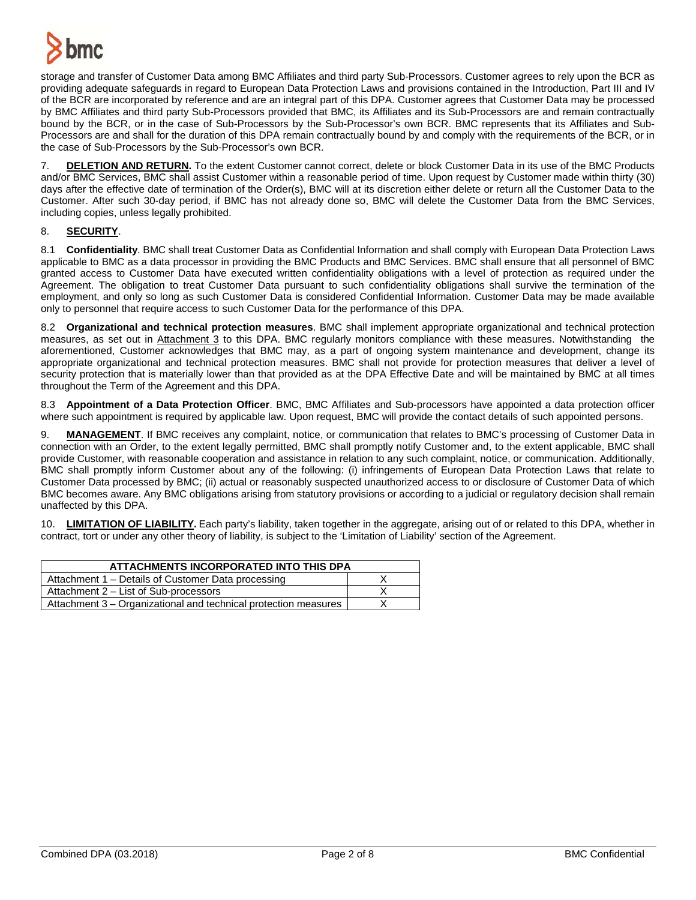storage and transfer of Customer Data among BMC Affiliates and third party Sub-Processors. Customer agrees to rely upon the BCR as providing adequate safeguards in regard to European Data Protection Laws and provisions contained in the Introduction, Part III and IV of the BCR are incorporated by reference and are an integral part of this DPA. Customer agrees that Customer Data may be processed by BMC Affiliates and third party Sub-Processors provided that BMC, its Affiliates and its Sub-Processors are and remain contractually bound by the BCR, or in the case of Sub-Processors by the Sub-Processor's own BCR. BMC represents that its Affiliates and Sub-Processors are and shall for the duration of this DPA remain contractually bound by and comply with the requirements of the BCR, or in the case of Sub-Processors by the Sub-Processor's own BCR.

7. **DELETION AND RETURN.** To the extent Customer cannot correct, delete or block Customer Data in its use of the BMC Products and/or BMC Services, BMC shall assist Customer within a reasonable period of time. Upon request by Customer made within thirty (30) days after the effective date of termination of the Order(s), BMC will at its discretion either delete or return all the Customer Data to the Customer. After such 30-day period, if BMC has not already done so, BMC will delete the Customer Data from the BMC Services, including copies, unless legally prohibited.

8. **SECURITY**.

8.1 **Confidentiality**. BMC shall treat Customer Data as Confidential Information and shall comply with European Data Protection Laws applicable to BMC as a data processor in providing the BMC Products and BMC Services. BMC shall ensure that all personnel of BMC granted access to Customer Data have executed written confidentiality obligations with a level of protection as required under the Agreement. The obligation to treat Customer Data pursuant to such confidentiality obligations shall survive the termination of the employment, and only so long as such Customer Data is considered Confidential Information. Customer Data may be made available only to personnel that require access to such Customer Data for the performance of this DPA.

8.2 **Organizational and technical protection measures**. BMC shall implement appropriate organizational and technical protection measures, as set out in Attachment 3 to this DPA. BMC regularly monitors compliance with these measures. Notwithstanding the aforementioned, Customer acknowledges that BMC may, as a part of ongoing system maintenance and development, change its appropriate organizational and technical protection measures. BMC shall not provide for protection measures that deliver a level of security protection that is materially lower than that provided as at the DPA Effective Date and will be maintained by BMC at all times throughout the Term of the Agreement and this DPA.

8.3 **Appointment of a Data Protection Officer**. BMC, BMC Affiliates and Sub-processors have appointed a data protection officer where such appointment is required by applicable law. Upon request, BMC will provide the contact details of such appointed persons.

9. **MANAGEMENT**. If BMC receives any complaint, notice, or communication that relates to BMC's processing of Customer Data in connection with an Order, to the extent legally permitted, BMC shall promptly notify Customer and, to the extent applicable, BMC shall provide Customer, with reasonable cooperation and assistance in relation to any such complaint, notice, or communication. Additionally, BMC shall promptly inform Customer about any of the following: (i) infringements of European Data Protection Laws that relate to Customer Data processed by BMC; (ii) actual or reasonably suspected unauthorized access to or disclosure of Customer Data of which BMC becomes aware. Any BMC obligations arising from statutory provisions or according to a judicial or regulatory decision shall remain unaffected by this DPA.

10. **LIMITATION OF LIABILITY.** Each party's liability, taken together in the aggregate, arising out of or related to this DPA, whether in contract, tort or under any other theory of liability, is subject to the 'Limitation of Liability' section of the Agreement.

| ATTACHMENTS INCORPORATED INTO THIS DPA | |
|---|---|
| Attachment 1 – Details of Customer Data processing | X |
| Attachment 2 – List of Sub-processors | X |
| Attachment 3 – Organizational and technical protection measures | X |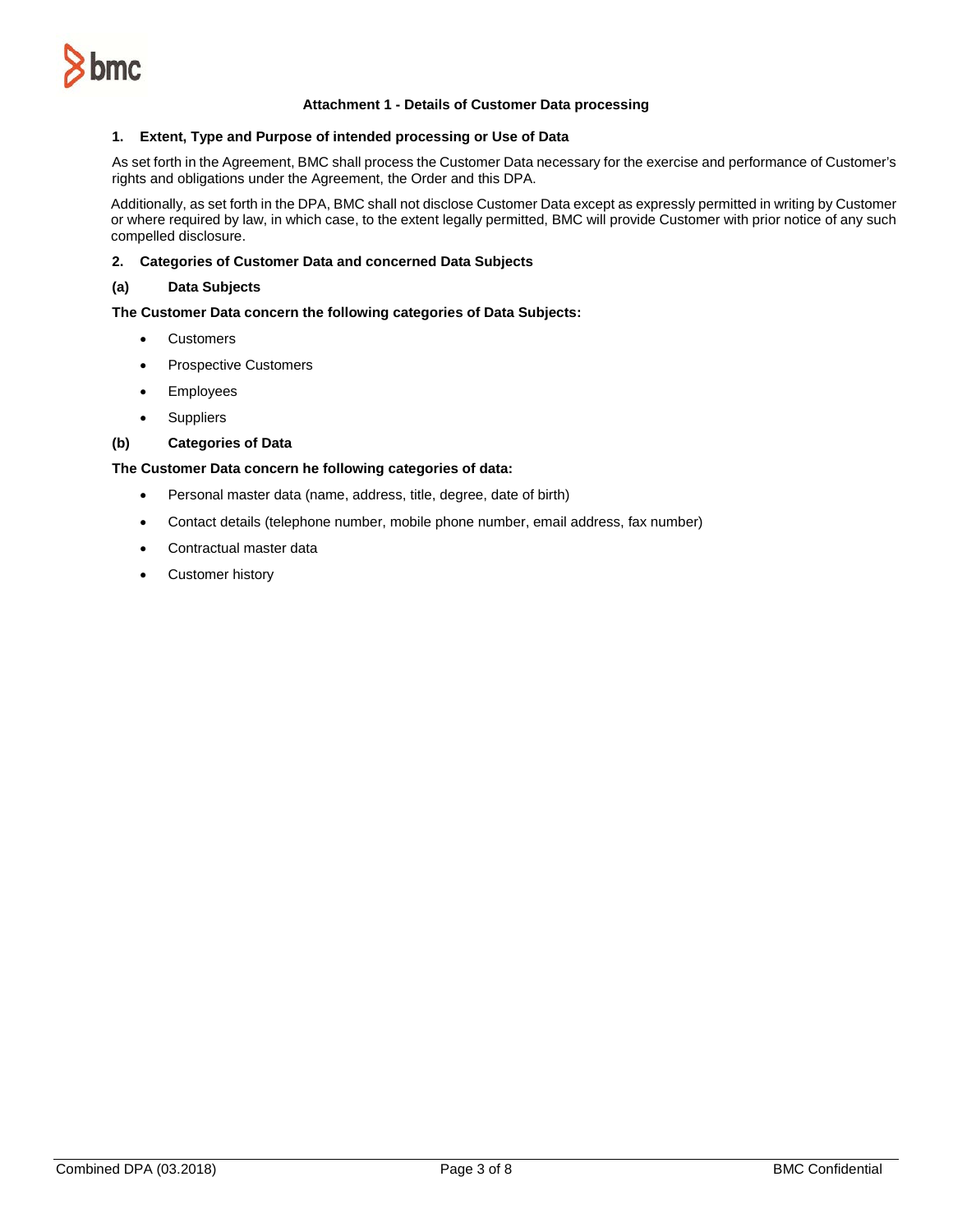**Attachment 1 - Details of Customer Data processing**

**1. Extent, Type and Purpose of intended processing or Use of Data**

As set forth in the Agreement, BMC shall process the Customer Data necessary for the exercise and performance of Customer's rights and obligations under the Agreement, the Order and this DPA.

Additionally, as set forth in the DPA, BMC shall not disclose Customer Data except as expressly permitted in writing by Customer or where required by law, in which case, to the extent legally permitted, BMC will provide Customer with prior notice of any such compelled disclosure.

**2. Categories of Customer Data and concerned Data Subjects**

**(a) Data Subjects**

**The Customer Data concern the following categories of Data Subjects:**

- Customers
- Prospective Customers
- Employees
- Suppliers

**(b) Categories of Data**

**The Customer Data concern he following categories of data:**

- Personal master data (name, address, title, degree, date of birth)
- Contact details (telephone number, mobile phone number, email address, fax number)
- Contractual master data
- Customer history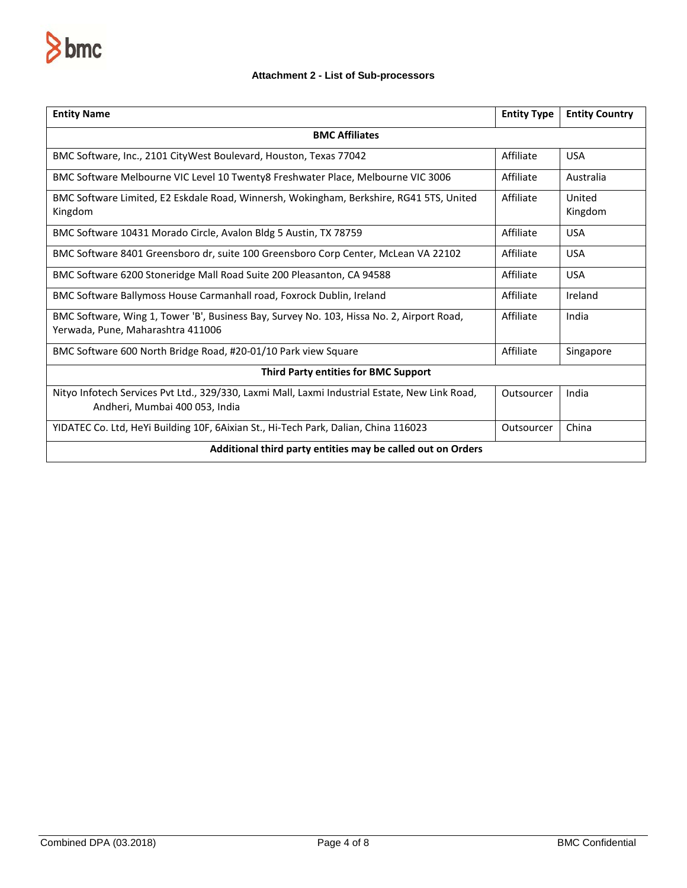### Attachment 2 - List of Sub-processors

| Entity Name | Entity Type | Entity Country |
|---|---|---|
| **BMC Affiliates** | | |
| BMC Software, Inc., 2101 CityWest Boulevard, Houston, Texas 77042 | Affiliate | USA |
| BMC Software Melbourne VIC Level 10 Twenty8 Freshwater Place, Melbourne VIC 3006 | Affiliate | Australia |
| BMC Software Limited, E2 Eskdale Road, Winnersh, Wokingham, Berkshire, RG41 5TS, United Kingdom | Affiliate | United Kingdom |
| BMC Software 10431 Morado Circle, Avalon Bldg 5 Austin, TX 78759 | Affiliate | USA |
| BMC Software 8401 Greensboro dr, suite 100 Greensboro Corp Center, McLean VA 22102 | Affiliate | USA |
| BMC Software 6200 Stoneridge Mall Road Suite 200 Pleasanton, CA 94588 | Affiliate | USA |
| BMC Software Ballymoss House Carmanhall road, Foxrock Dublin, Ireland | Affiliate | Ireland |
| BMC Software, Wing 1, Tower 'B', Business Bay, Survey No. 103, Hissa No. 2, Airport Road, Yerwada, Pune, Maharashtra 411006 | Affiliate | India |
| BMC Software 600 North Bridge Road, #20-01/10 Park view Square | Affiliate | Singapore |
| **Third Party entities for BMC Support** | | |
| Nityo Infotech Services Pvt Ltd., 329/330, Laxmi Mall, Laxmi Industrial Estate, New Link Road, Andheri, Mumbai 400 053, India | Outsourcer | India |
| YIDATEC Co. Ltd, HeYi Building 10F, 6Aixian St., Hi-Tech Park, Dalian, China 116023 | Outsourcer | China |
| **Additional third party entities may be called out on Orders** | | |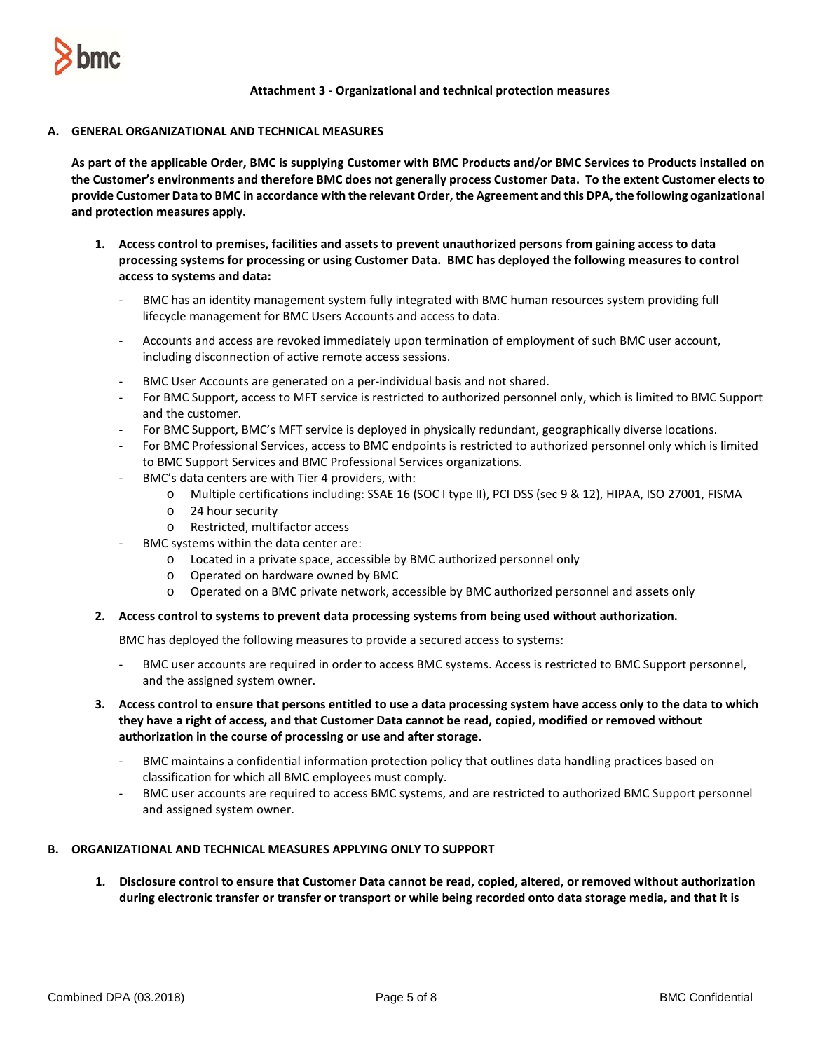**Attachment 3 - Organizational and technical protection measures**

## A. GENERAL ORGANIZATIONAL AND TECHNICAL MEASURES

**As part of the applicable Order, BMC is supplying Customer with BMC Products and/or BMC Services to Products installed on the Customer's environments and therefore BMC does not generally process Customer Data. To the extent Customer elects to provide Customer Data to BMC in accordance with the relevant Order, the Agreement and this DPA, the following oganizational and protection measures apply.**

1. **Access control to premises, facilities and assets to prevent unauthorized persons from gaining access to data processing systems for processing or using Customer Data. BMC has deployed the following measures to control access to systems and data:**

   - BMC has an identity management system fully integrated with BMC human resources system providing full lifecycle management for BMC Users Accounts and access to data.
   - Accounts and access are revoked immediately upon termination of employment of such BMC user account, including disconnection of active remote access sessions.
   - BMC User Accounts are generated on a per-individual basis and not shared.
   - For BMC Support, access to MFT service is restricted to authorized personnel only, which is limited to BMC Support and the customer.
   - For BMC Support, BMC's MFT service is deployed in physically redundant, geographically diverse locations.
   - For BMC Professional Services, access to BMC endpoints is restricted to authorized personnel only which is limited to BMC Support Services and BMC Professional Services organizations.
   - BMC's data centers are with Tier 4 providers, with:
     - Multiple certifications including: SSAE 16 (SOC I type II), PCI DSS (sec 9 & 12), HIPAA, ISO 27001, FISMA
     - 24 hour security
     - Restricted, multifactor access
   - BMC systems within the data center are:
     - Located in a private space, accessible by BMC authorized personnel only
     - Operated on hardware owned by BMC
     - Operated on a BMC private network, accessible by BMC authorized personnel and assets only

2. **Access control to systems to prevent data processing systems from being used without authorization.**

   BMC has deployed the following measures to provide a secured access to systems:

   - BMC user accounts are required in order to access BMC systems. Access is restricted to BMC Support personnel, and the assigned system owner.

3. **Access control to ensure that persons entitled to use a data processing system have access only to the data to which they have a right of access, and that Customer Data cannot be read, copied, modified or removed without authorization in the course of processing or use and after storage.**

   - BMC maintains a confidential information protection policy that outlines data handling practices based on classification for which all BMC employees must comply.
   - BMC user accounts are required to access BMC systems, and are restricted to authorized BMC Support personnel and assigned system owner.

## B. ORGANIZATIONAL AND TECHNICAL MEASURES APPLYING ONLY TO SUPPORT

1. **Disclosure control to ensure that Customer Data cannot be read, copied, altered, or removed without authorization during electronic transfer or transfer or transport or while being recorded onto data storage media, and that it is**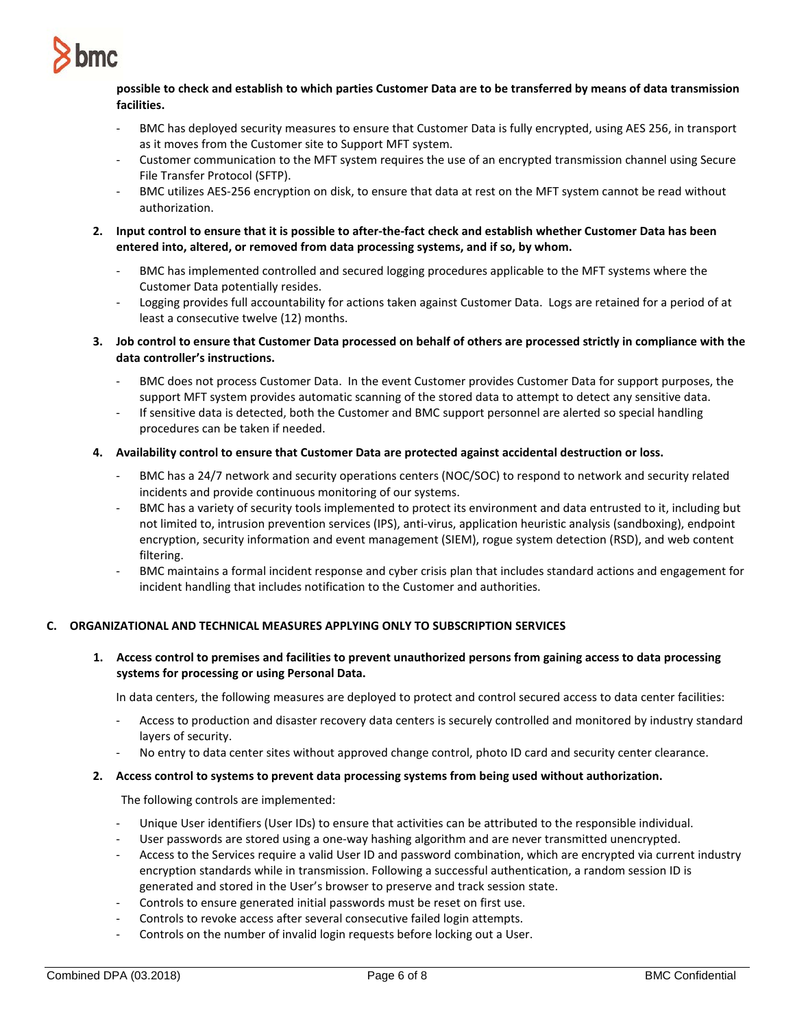**possible to check and establish to which parties Customer Data are to be transferred by means of data transmission facilities.**

- BMC has deployed security measures to ensure that Customer Data is fully encrypted, using AES 256, in transport as it moves from the Customer site to Support MFT system.
- Customer communication to the MFT system requires the use of an encrypted transmission channel using Secure File Transfer Protocol (SFTP).
- BMC utilizes AES-256 encryption on disk, to ensure that data at rest on the MFT system cannot be read without authorization.

2. **Input control to ensure that it is possible to after-the-fact check and establish whether Customer Data has been entered into, altered, or removed from data processing systems, and if so, by whom.**

   - BMC has implemented controlled and secured logging procedures applicable to the MFT systems where the Customer Data potentially resides.
   - Logging provides full accountability for actions taken against Customer Data. Logs are retained for a period of at least a consecutive twelve (12) months.

3. **Job control to ensure that Customer Data processed on behalf of others are processed strictly in compliance with the data controller's instructions.**

   - BMC does not process Customer Data. In the event Customer provides Customer Data for support purposes, the support MFT system provides automatic scanning of the stored data to attempt to detect any sensitive data.
   - If sensitive data is detected, both the Customer and BMC support personnel are alerted so special handling procedures can be taken if needed.

4. **Availability control to ensure that Customer Data are protected against accidental destruction or loss.**

   - BMC has a 24/7 network and security operations centers (NOC/SOC) to respond to network and security related incidents and provide continuous monitoring of our systems.
   - BMC has a variety of security tools implemented to protect its environment and data entrusted to it, including but not limited to, intrusion prevention services (IPS), anti-virus, application heuristic analysis (sandboxing), endpoint encryption, security information and event management (SIEM), rogue system detection (RSD), and web content filtering.
   - BMC maintains a formal incident response and cyber crisis plan that includes standard actions and engagement for incident handling that includes notification to the Customer and authorities.

## C. ORGANIZATIONAL AND TECHNICAL MEASURES APPLYING ONLY TO SUBSCRIPTION SERVICES

1. **Access control to premises and facilities to prevent unauthorized persons from gaining access to data processing systems for processing or using Personal Data.**

   In data centers, the following measures are deployed to protect and control secured access to data center facilities:

   - Access to production and disaster recovery data centers is securely controlled and monitored by industry standard layers of security.
   - No entry to data center sites without approved change control, photo ID card and security center clearance.

2. **Access control to systems to prevent data processing systems from being used without authorization.**

   The following controls are implemented:

   - Unique User identifiers (User IDs) to ensure that activities can be attributed to the responsible individual.
   - User passwords are stored using a one-way hashing algorithm and are never transmitted unencrypted.
   - Access to the Services require a valid User ID and password combination, which are encrypted via current industry encryption standards while in transmission. Following a successful authentication, a random session ID is generated and stored in the User's browser to preserve and track session state.
   - Controls to ensure generated initial passwords must be reset on first use.
   - Controls to revoke access after several consecutive failed login attempts.
   - Controls on the number of invalid login requests before locking out a User.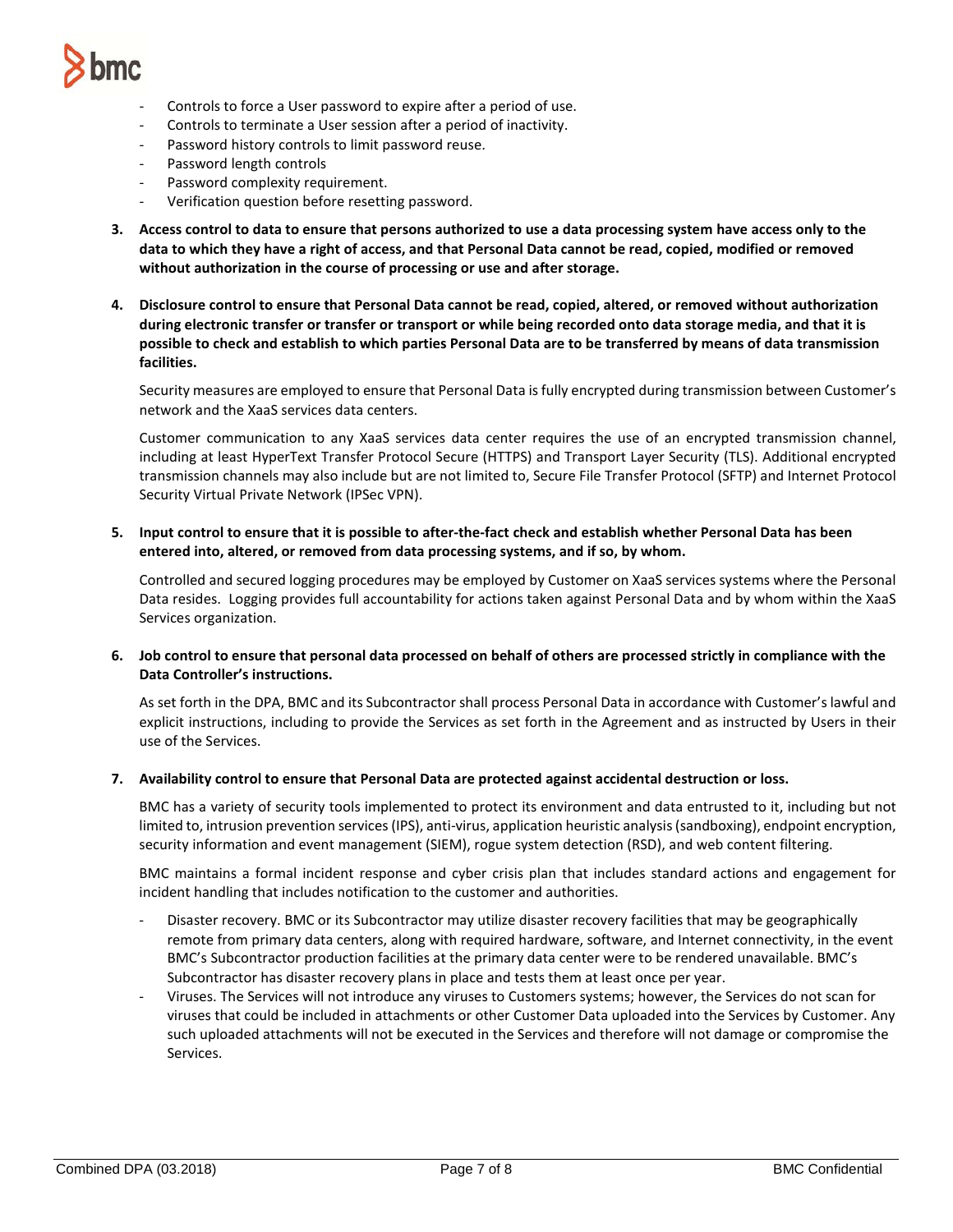- Controls to force a User password to expire after a period of use.
- Controls to terminate a User session after a period of inactivity.
- Password history controls to limit password reuse.
- Password length controls
- Password complexity requirement.
- Verification question before resetting password.

**3. Access control to data to ensure that persons authorized to use a data processing system have access only to the data to which they have a right of access, and that Personal Data cannot be read, copied, modified or removed without authorization in the course of processing or use and after storage.**

**4. Disclosure control to ensure that Personal Data cannot be read, copied, altered, or removed without authorization during electronic transfer or transfer or transport or while being recorded onto data storage media, and that it is possible to check and establish to which parties Personal Data are to be transferred by means of data transmission facilities.**

Security measures are employed to ensure that Personal Data is fully encrypted during transmission between Customer's network and the XaaS services data centers.

Customer communication to any XaaS services data center requires the use of an encrypted transmission channel, including at least HyperText Transfer Protocol Secure (HTTPS) and Transport Layer Security (TLS). Additional encrypted transmission channels may also include but are not limited to, Secure File Transfer Protocol (SFTP) and Internet Protocol Security Virtual Private Network (IPSec VPN).

**5. Input control to ensure that it is possible to after-the-fact check and establish whether Personal Data has been entered into, altered, or removed from data processing systems, and if so, by whom.**

Controlled and secured logging procedures may be employed by Customer on XaaS services systems where the Personal Data resides. Logging provides full accountability for actions taken against Personal Data and by whom within the XaaS Services organization.

**6. Job control to ensure that personal data processed on behalf of others are processed strictly in compliance with the Data Controller's instructions.**

As set forth in the DPA, BMC and its Subcontractor shall process Personal Data in accordance with Customer's lawful and explicit instructions, including to provide the Services as set forth in the Agreement and as instructed by Users in their use of the Services.

**7. Availability control to ensure that Personal Data are protected against accidental destruction or loss.**

BMC has a variety of security tools implemented to protect its environment and data entrusted to it, including but not limited to, intrusion prevention services (IPS), anti-virus, application heuristic analysis (sandboxing), endpoint encryption, security information and event management (SIEM), rogue system detection (RSD), and web content filtering.

BMC maintains a formal incident response and cyber crisis plan that includes standard actions and engagement for incident handling that includes notification to the customer and authorities.

- Disaster recovery. BMC or its Subcontractor may utilize disaster recovery facilities that may be geographically remote from primary data centers, along with required hardware, software, and Internet connectivity, in the event BMC's Subcontractor production facilities at the primary data center were to be rendered unavailable. BMC's Subcontractor has disaster recovery plans in place and tests them at least once per year.
- Viruses. The Services will not introduce any viruses to Customers systems; however, the Services do not scan for viruses that could be included in attachments or other Customer Data uploaded into the Services by Customer. Any such uploaded attachments will not be executed in the Services and therefore will not damage or compromise the Services.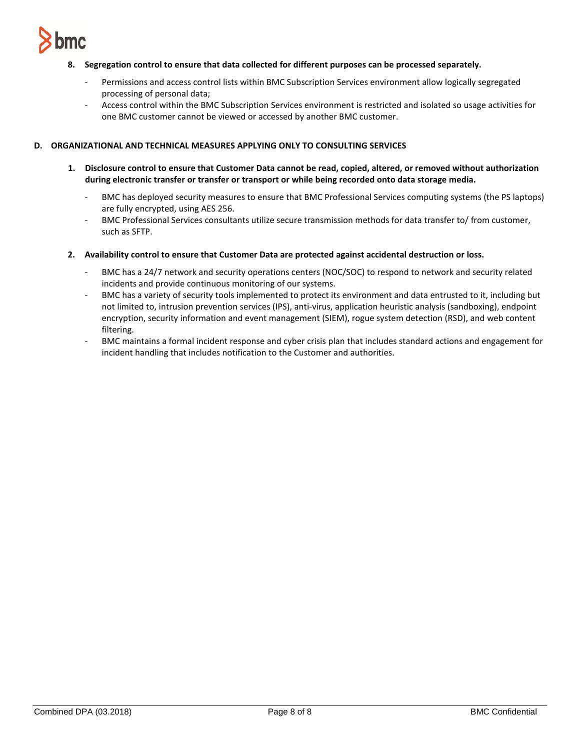8. **Segregation control to ensure that data collected for different purposes can be processed separately.**

    - Permissions and access control lists within BMC Subscription Services environment allow logically segregated processing of personal data;
    - Access control within the BMC Subscription Services environment is restricted and isolated so usage activities for one BMC customer cannot be viewed or accessed by another BMC customer.

**D. ORGANIZATIONAL AND TECHNICAL MEASURES APPLYING ONLY TO CONSULTING SERVICES**

1. **Disclosure control to ensure that Customer Data cannot be read, copied, altered, or removed without authorization during electronic transfer or transfer or transport or while being recorded onto data storage media.**

    - BMC has deployed security measures to ensure that BMC Professional Services computing systems (the PS laptops) are fully encrypted, using AES 256.
    - BMC Professional Services consultants utilize secure transmission methods for data transfer to/ from customer, such as SFTP.

2. **Availability control to ensure that Customer Data are protected against accidental destruction or loss.**

    - BMC has a 24/7 network and security operations centers (NOC/SOC) to respond to network and security related incidents and provide continuous monitoring of our systems.
    - BMC has a variety of security tools implemented to protect its environment and data entrusted to it, including but not limited to, intrusion prevention services (IPS), anti-virus, application heuristic analysis (sandboxing), endpoint encryption, security information and event management (SIEM), rogue system detection (RSD), and web content filtering.
    - BMC maintains a formal incident response and cyber crisis plan that includes standard actions and engagement for incident handling that includes notification to the Customer and authorities.